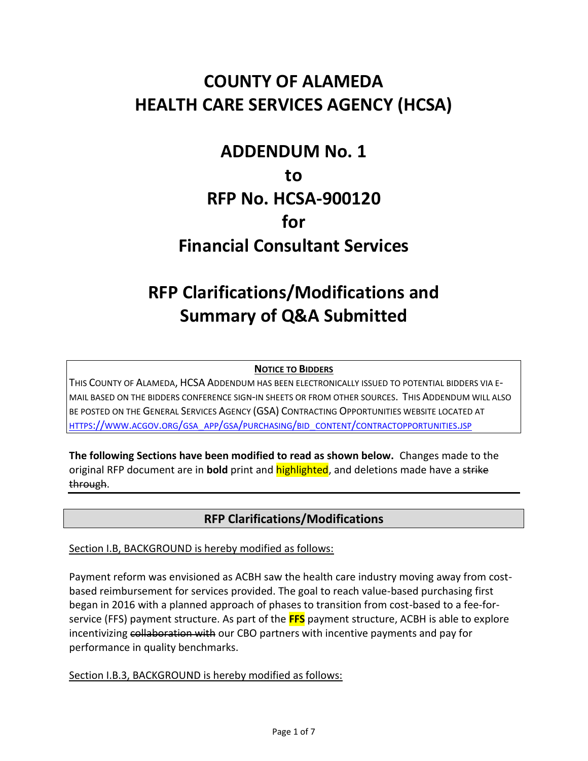# COUNTY OF ALAMEDA
# HEALTH CARE SERVICES AGENCY (HCSA)

# ADDENDUM No. 1
# to
# RFP No. HCSA-900120
# for
# Financial Consultant Services

# RFP Clarifications/Modifications and Summary of Q&A Submitted

**NOTICE TO BIDDERS**

THIS COUNTY OF ALAMEDA, HCSA ADDENDUM HAS BEEN ELECTRONICALLY ISSUED TO POTENTIAL BIDDERS VIA E-MAIL BASED ON THE BIDDERS CONFERENCE SIGN-IN SHEETS OR FROM OTHER SOURCES. THIS ADDENDUM WILL ALSO BE POSTED ON THE GENERAL SERVICES AGENCY (GSA) CONTRACTING OPPORTUNITIES WEBSITE LOCATED AT HTTPS://WWW.ACGOV.ORG/GSA_APP/GSA/PURCHASING/BID_CONTENT/CONTRACTOPPORTUNITIES.JSP

**The following Sections have been modified to read as shown below.** Changes made to the original RFP document are in **bold** print and highlighted, and deletions made have a ~~strike through~~.

## RFP Clarifications/Modifications

Section I.B, BACKGROUND is hereby modified as follows:

Payment reform was envisioned as ACBH saw the health care industry moving away from cost-based reimbursement for services provided. The goal to reach value-based purchasing first began in 2016 with a planned approach of phases to transition from cost-based to a fee-for-service (FFS) payment structure. As part of the **FFS** payment structure, ACBH is able to explore incentivizing ~~collaboration with~~ our CBO partners with incentive payments and pay for performance in quality benchmarks.

Section I.B.3, BACKGROUND is hereby modified as follows: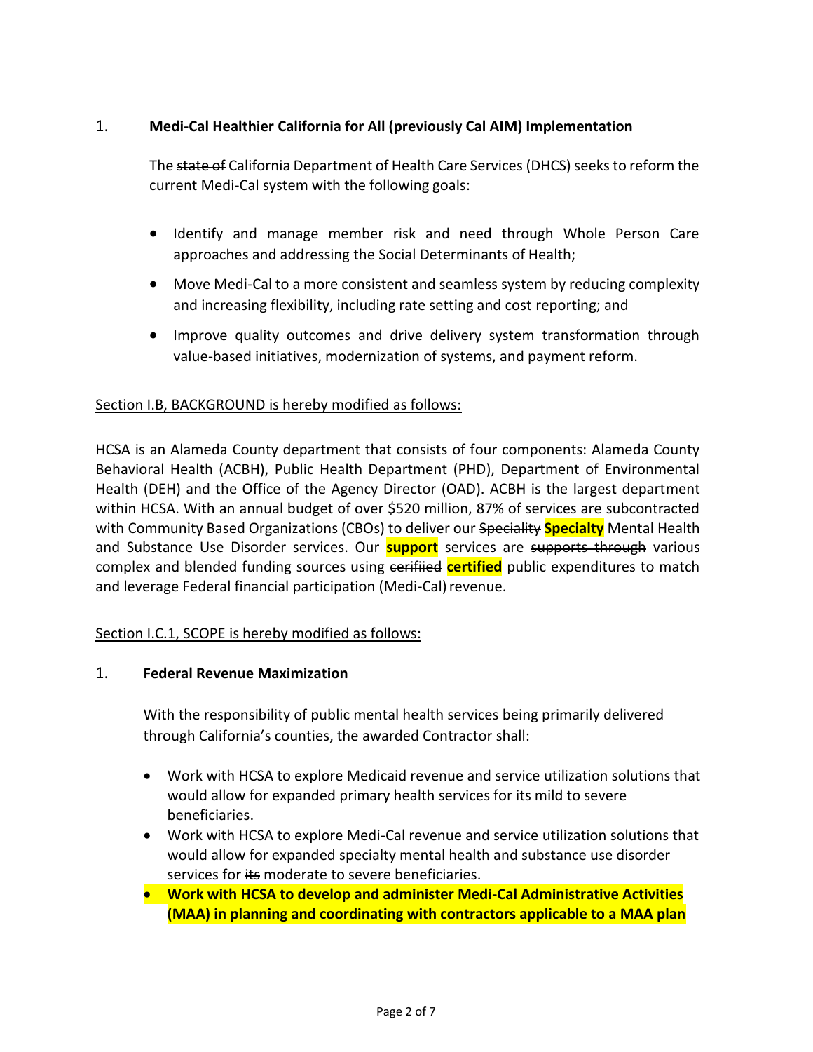1. **Medi-Cal Healthier California for All (previously Cal AIM) Implementation**

 The ~~state of~~ California Department of Health Care Services (DHCS) seeks to reform the current Medi-Cal system with the following goals:

 - Identify and manage member risk and need through Whole Person Care approaches and addressing the Social Determinants of Health;
 - Move Medi-Cal to a more consistent and seamless system by reducing complexity and increasing flexibility, including rate setting and cost reporting; and
 - Improve quality outcomes and drive delivery system transformation through value-based initiatives, modernization of systems, and payment reform.

<u>Section I.B, BACKGROUND is hereby modified as follows:</u>

HCSA is an Alameda County department that consists of four components: Alameda County Behavioral Health (ACBH), Public Health Department (PHD), Department of Environmental Health (DEH) and the Office of the Agency Director (OAD). ACBH is the largest department within HCSA. With an annual budget of over $520 million, 87% of services are subcontracted with Community Based Organizations (CBOs) to deliver our ~~Speciality~~ **Specialty** Mental Health and Substance Use Disorder services. Our **support** services are ~~supports through~~ various complex and blended funding sources using ~~cerifiied~~ **certified** public expenditures to match and leverage Federal financial participation (Medi-Cal) revenue.

<u>Section I.C.1, SCOPE is hereby modified as follows:</u>

1. **Federal Revenue Maximization**

 With the responsibility of public mental health services being primarily delivered through California's counties, the awarded Contractor shall:

 - Work with HCSA to explore Medicaid revenue and service utilization solutions that would allow for expanded primary health services for its mild to severe beneficiaries.
 - Work with HCSA to explore Medi-Cal revenue and service utilization solutions that would allow for expanded specialty mental health and substance use disorder services for ~~its~~ moderate to severe beneficiaries.
 - **Work with HCSA to develop and administer Medi-Cal Administrative Activities (MAA) in planning and coordinating with contractors applicable to a MAA plan**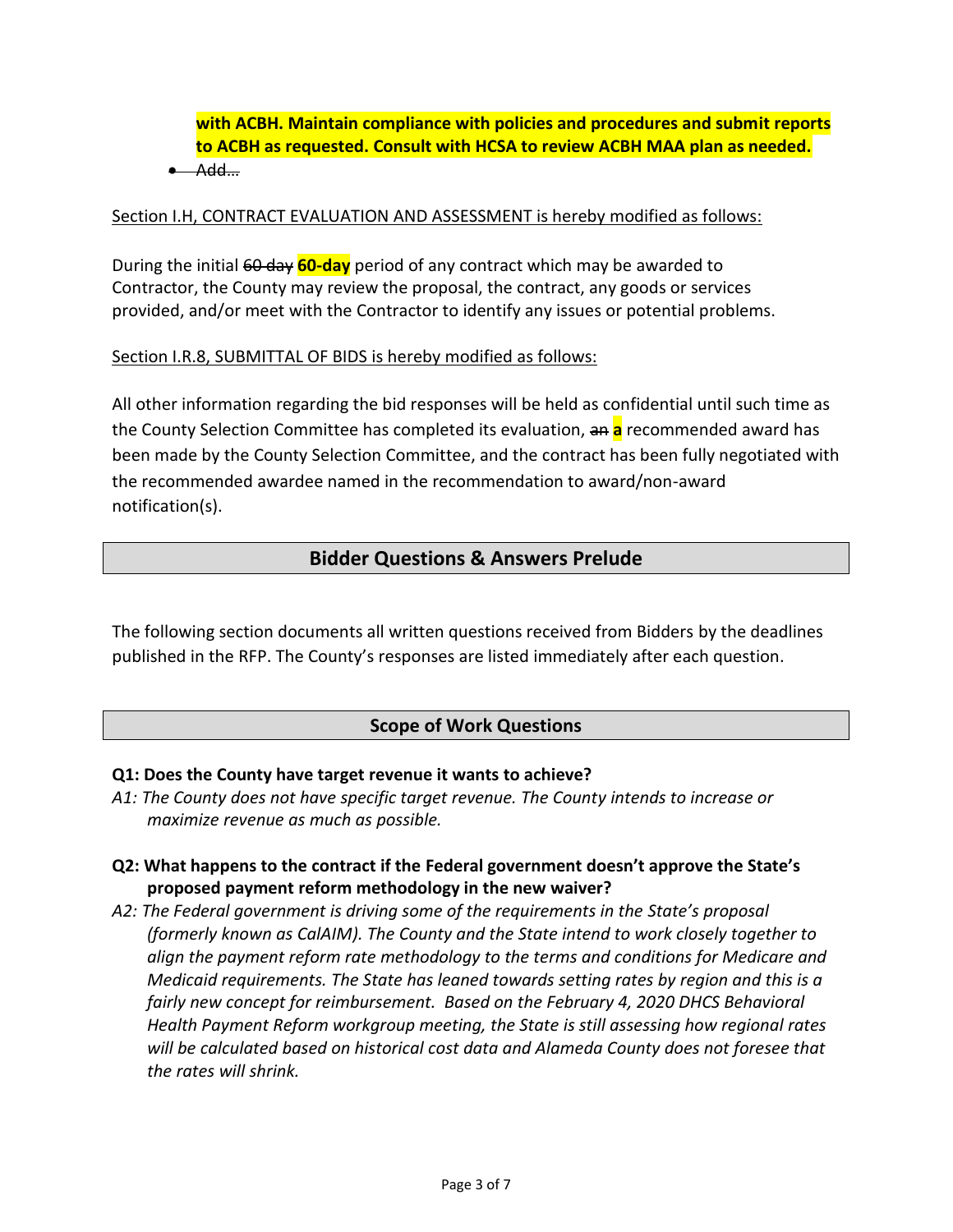**with ACBH. Maintain compliance with policies and procedures and submit reports to ACBH as requested. Consult with HCSA to review ACBH MAA plan as needed.**

- ~~Add…~~

Section I.H, CONTRACT EVALUATION AND ASSESSMENT is hereby modified as follows:

During the initial ~~60 day~~ **60-day** period of any contract which may be awarded to Contractor, the County may review the proposal, the contract, any goods or services provided, and/or meet with the Contractor to identify any issues or potential problems.

Section I.R.8, SUBMITTAL OF BIDS is hereby modified as follows:

All other information regarding the bid responses will be held as confidential until such time as the County Selection Committee has completed its evaluation, ~~an~~ **a** recommended award has been made by the County Selection Committee, and the contract has been fully negotiated with the recommended awardee named in the recommendation to award/non-award notification(s).

## Bidder Questions & Answers Prelude

The following section documents all written questions received from Bidders by the deadlines published in the RFP. The County's responses are listed immediately after each question.

## Scope of Work Questions

**Q1: Does the County have target revenue it wants to achieve?**

*A1: The County does not have specific target revenue. The County intends to increase or maximize revenue as much as possible.*

**Q2: What happens to the contract if the Federal government doesn't approve the State's proposed payment reform methodology in the new waiver?**

*A2: The Federal government is driving some of the requirements in the State's proposal (formerly known as CalAIM). The County and the State intend to work closely together to align the payment reform rate methodology to the terms and conditions for Medicare and Medicaid requirements. The State has leaned towards setting rates by region and this is a fairly new concept for reimbursement. Based on the February 4, 2020 DHCS Behavioral Health Payment Reform workgroup meeting, the State is still assessing how regional rates will be calculated based on historical cost data and Alameda County does not foresee that the rates will shrink.*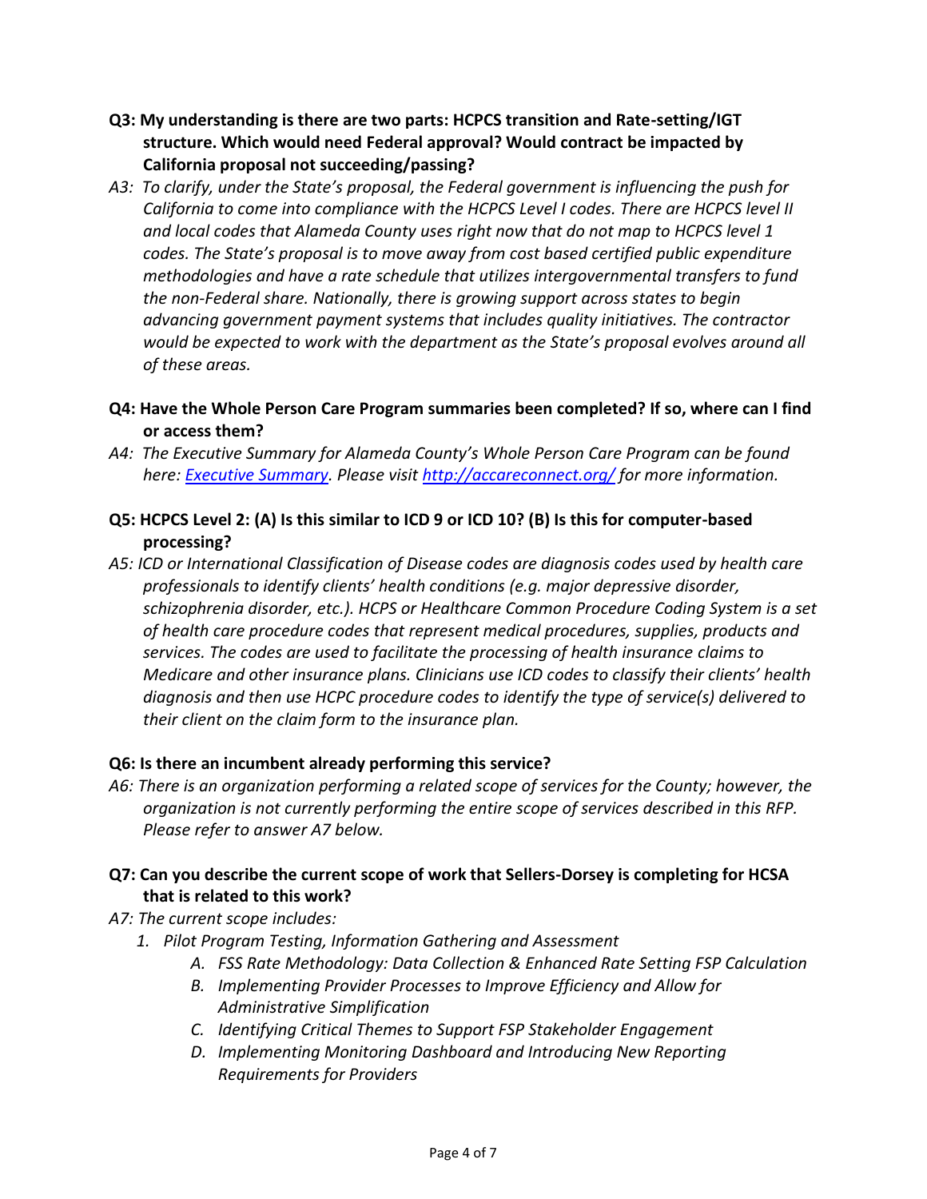**Q3: My understanding is there are two parts: HCPCS transition and Rate-setting/IGT structure. Which would need Federal approval? Would contract be impacted by California proposal not succeeding/passing?**

*A3: To clarify, under the State's proposal, the Federal government is influencing the push for California to come into compliance with the HCPCS Level I codes. There are HCPCS level II and local codes that Alameda County uses right now that do not map to HCPCS level 1 codes. The State's proposal is to move away from cost based certified public expenditure methodologies and have a rate schedule that utilizes intergovernmental transfers to fund the non-Federal share. Nationally, there is growing support across states to begin advancing government payment systems that includes quality initiatives. The contractor would be expected to work with the department as the State's proposal evolves around all of these areas.*

**Q4: Have the Whole Person Care Program summaries been completed? If so, where can I find or access them?**

*A4: The Executive Summary for Alameda County's Whole Person Care Program can be found here: Executive Summary. Please visit http://accareconnect.org/ for more information.*

**Q5: HCPCS Level 2: (A) Is this similar to ICD 9 or ICD 10? (B) Is this for computer-based processing?**

*A5: ICD or International Classification of Disease codes are diagnosis codes used by health care professionals to identify clients' health conditions (e.g. major depressive disorder, schizophrenia disorder, etc.). HCPS or Healthcare Common Procedure Coding System is a set of health care procedure codes that represent medical procedures, supplies, products and services. The codes are used to facilitate the processing of health insurance claims to Medicare and other insurance plans. Clinicians use ICD codes to classify their clients' health diagnosis and then use HCPC procedure codes to identify the type of service(s) delivered to their client on the claim form to the insurance plan.*

**Q6: Is there an incumbent already performing this service?**

*A6: There is an organization performing a related scope of services for the County; however, the organization is not currently performing the entire scope of services described in this RFP. Please refer to answer A7 below.*

**Q7: Can you describe the current scope of work that Sellers-Dorsey is completing for HCSA that is related to this work?**

*A7: The current scope includes:*

1. *Pilot Program Testing, Information Gathering and Assessment*
   - A. *FSS Rate Methodology: Data Collection & Enhanced Rate Setting FSP Calculation*
   - B. *Implementing Provider Processes to Improve Efficiency and Allow for Administrative Simplification*
   - C. *Identifying Critical Themes to Support FSP Stakeholder Engagement*
   - D. *Implementing Monitoring Dashboard and Introducing New Reporting Requirements for Providers*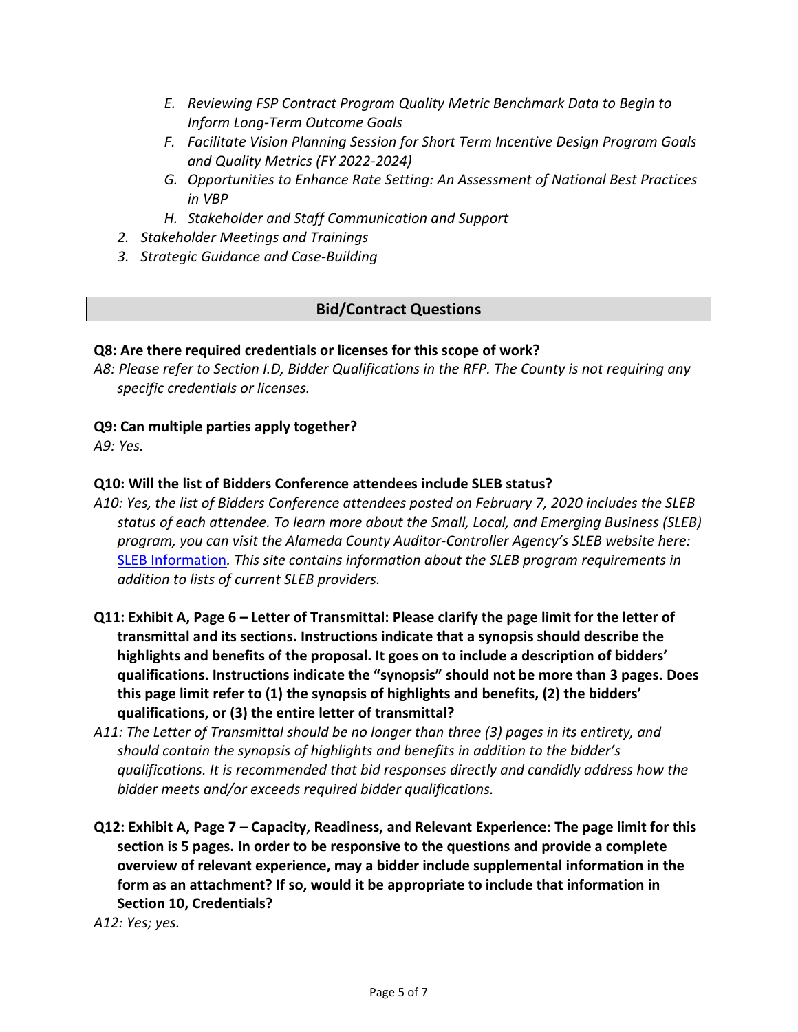- *E. Reviewing FSP Contract Program Quality Metric Benchmark Data to Begin to Inform Long-Term Outcome Goals*
   - *F. Facilitate Vision Planning Session for Short Term Incentive Design Program Goals and Quality Metrics (FY 2022-2024)*
   - *G. Opportunities to Enhance Rate Setting: An Assessment of National Best Practices in VBP*
   - *H. Stakeholder and Staff Communication and Support*
2. *Stakeholder Meetings and Trainings*
3. *Strategic Guidance and Case-Building*

## Bid/Contract Questions

**Q8: Are there required credentials or licenses for this scope of work?**

*A8: Please refer to Section I.D, Bidder Qualifications in the RFP. The County is not requiring any specific credentials or licenses.*

**Q9: Can multiple parties apply together?**

*A9: Yes.*

**Q10: Will the list of Bidders Conference attendees include SLEB status?**

*A10: Yes, the list of Bidders Conference attendees posted on February 7, 2020 includes the SLEB status of each attendee. To learn more about the Small, Local, and Emerging Business (SLEB) program, you can visit the Alameda County Auditor-Controller Agency's SLEB website here:* SLEB Information*. This site contains information about the SLEB program requirements in addition to lists of current SLEB providers.*

**Q11: Exhibit A, Page 6 – Letter of Transmittal: Please clarify the page limit for the letter of transmittal and its sections. Instructions indicate that a synopsis should describe the highlights and benefits of the proposal. It goes on to include a description of bidders' qualifications. Instructions indicate the "synopsis" should not be more than 3 pages. Does this page limit refer to (1) the synopsis of highlights and benefits, (2) the bidders' qualifications, or (3) the entire letter of transmittal?**

*A11: The Letter of Transmittal should be no longer than three (3) pages in its entirety, and should contain the synopsis of highlights and benefits in addition to the bidder's qualifications. It is recommended that bid responses directly and candidly address how the bidder meets and/or exceeds required bidder qualifications.*

**Q12: Exhibit A, Page 7 – Capacity, Readiness, and Relevant Experience: The page limit for this section is 5 pages. In order to be responsive to the questions and provide a complete overview of relevant experience, may a bidder include supplemental information in the form as an attachment? If so, would it be appropriate to include that information in Section 10, Credentials?**

*A12: Yes; yes.*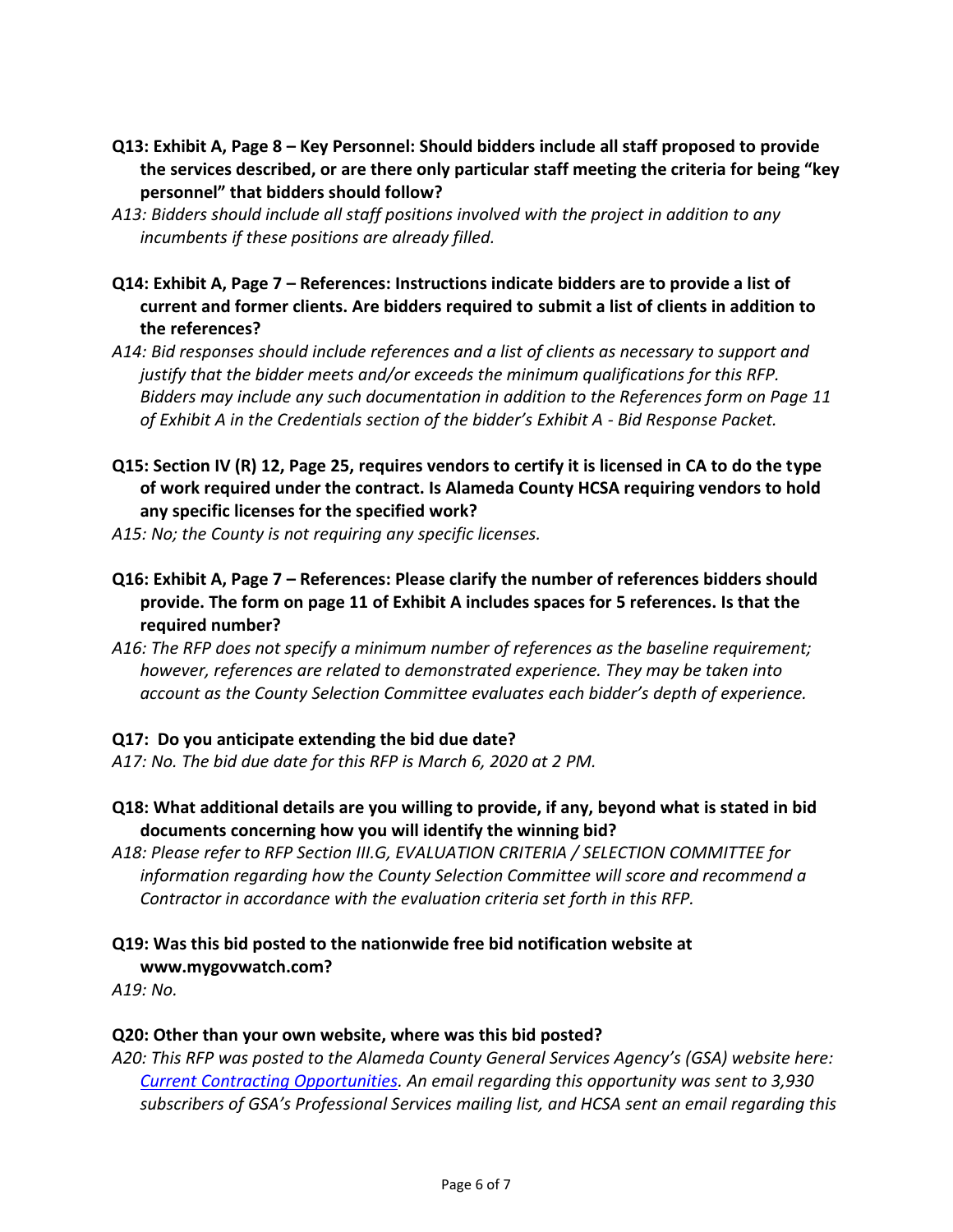**Q13: Exhibit A, Page 8 – Key Personnel: Should bidders include all staff proposed to provide the services described, or are there only particular staff meeting the criteria for being "key personnel" that bidders should follow?**

*A13: Bidders should include all staff positions involved with the project in addition to any incumbents if these positions are already filled.*

**Q14: Exhibit A, Page 7 – References: Instructions indicate bidders are to provide a list of current and former clients. Are bidders required to submit a list of clients in addition to the references?**

*A14: Bid responses should include references and a list of clients as necessary to support and justify that the bidder meets and/or exceeds the minimum qualifications for this RFP. Bidders may include any such documentation in addition to the References form on Page 11 of Exhibit A in the Credentials section of the bidder's Exhibit A - Bid Response Packet.*

**Q15: Section IV (R) 12, Page 25, requires vendors to certify it is licensed in CA to do the type of work required under the contract. Is Alameda County HCSA requiring vendors to hold any specific licenses for the specified work?**

*A15: No; the County is not requiring any specific licenses.*

**Q16: Exhibit A, Page 7 – References: Please clarify the number of references bidders should provide. The form on page 11 of Exhibit A includes spaces for 5 references. Is that the required number?**

*A16: The RFP does not specify a minimum number of references as the baseline requirement; however, references are related to demonstrated experience. They may be taken into account as the County Selection Committee evaluates each bidder's depth of experience.*

**Q17: Do you anticipate extending the bid due date?**

*A17: No. The bid due date for this RFP is March 6, 2020 at 2 PM.*

**Q18: What additional details are you willing to provide, if any, beyond what is stated in bid documents concerning how you will identify the winning bid?**

*A18: Please refer to RFP Section III.G, EVALUATION CRITERIA / SELECTION COMMITTEE for information regarding how the County Selection Committee will score and recommend a Contractor in accordance with the evaluation criteria set forth in this RFP.*

**Q19: Was this bid posted to the nationwide free bid notification website at www.mygovwatch.com?**

*A19: No.*

**Q20: Other than your own website, where was this bid posted?**

*A20: This RFP was posted to the Alameda County General Services Agency's (GSA) website here: [Current Contracting Opportunities](). An email regarding this opportunity was sent to 3,930 subscribers of GSA's Professional Services mailing list, and HCSA sent an email regarding this*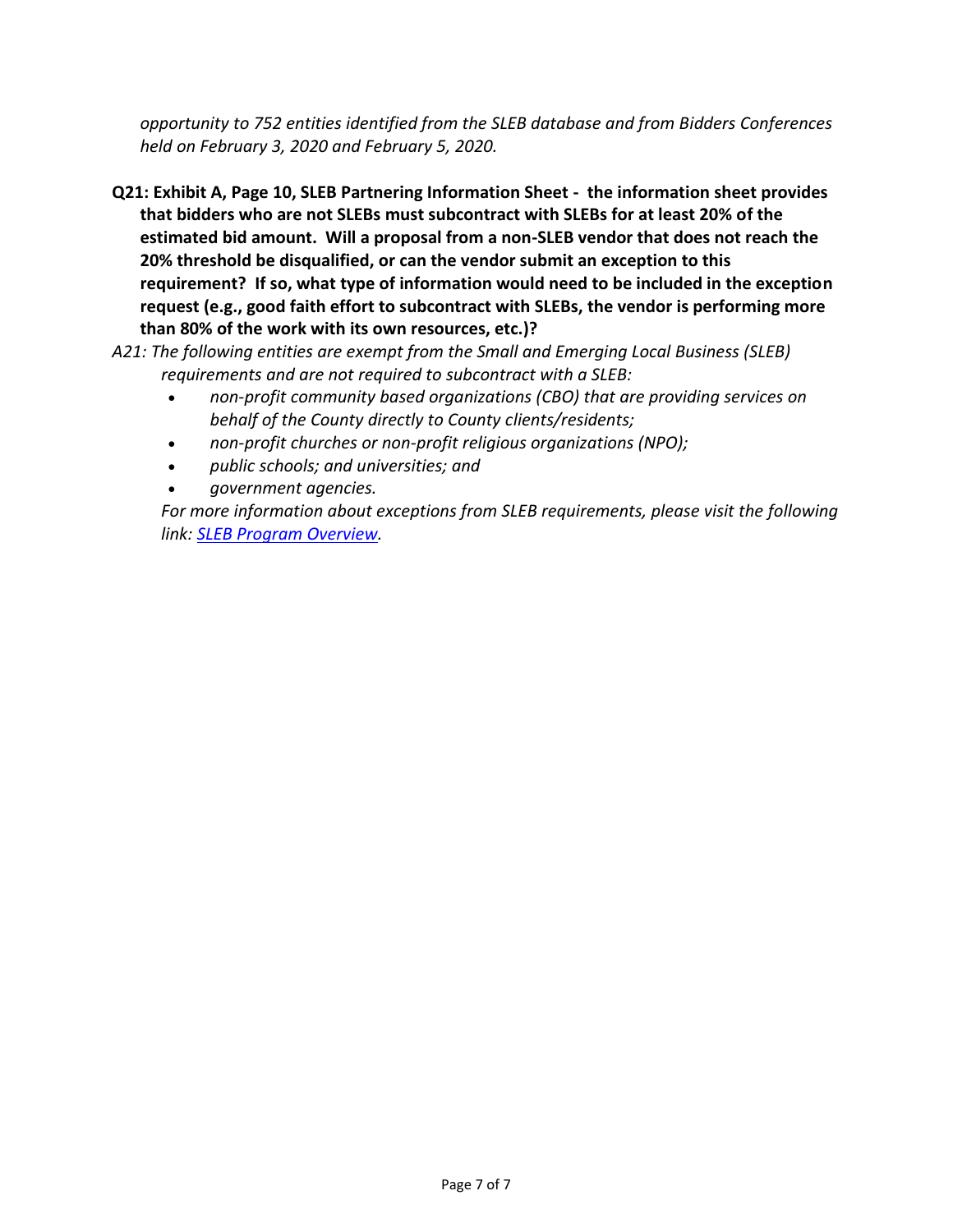*opportunity to 752 entities identified from the SLEB database and from Bidders Conferences held on February 3, 2020 and February 5, 2020.*

**Q21: Exhibit A, Page 10, SLEB Partnering Information Sheet - the information sheet provides that bidders who are not SLEBs must subcontract with SLEBs for at least 20% of the estimated bid amount. Will a proposal from a non-SLEB vendor that does not reach the 20% threshold be disqualified, or can the vendor submit an exception to this requirement? If so, what type of information would need to be included in the exception request (e.g., good faith effort to subcontract with SLEBs, the vendor is performing more than 80% of the work with its own resources, etc.)?**

*A21: The following entities are exempt from the Small and Emerging Local Business (SLEB) requirements and are not required to subcontract with a SLEB:*

- *non-profit community based organizations (CBO) that are providing services on behalf of the County directly to County clients/residents;*
- *non-profit churches or non-profit religious organizations (NPO);*
- *public schools; and universities; and*
- *government agencies.*

*For more information about exceptions from SLEB requirements, please visit the following link: [SLEB Program Overview](SLEB Program Overview).*